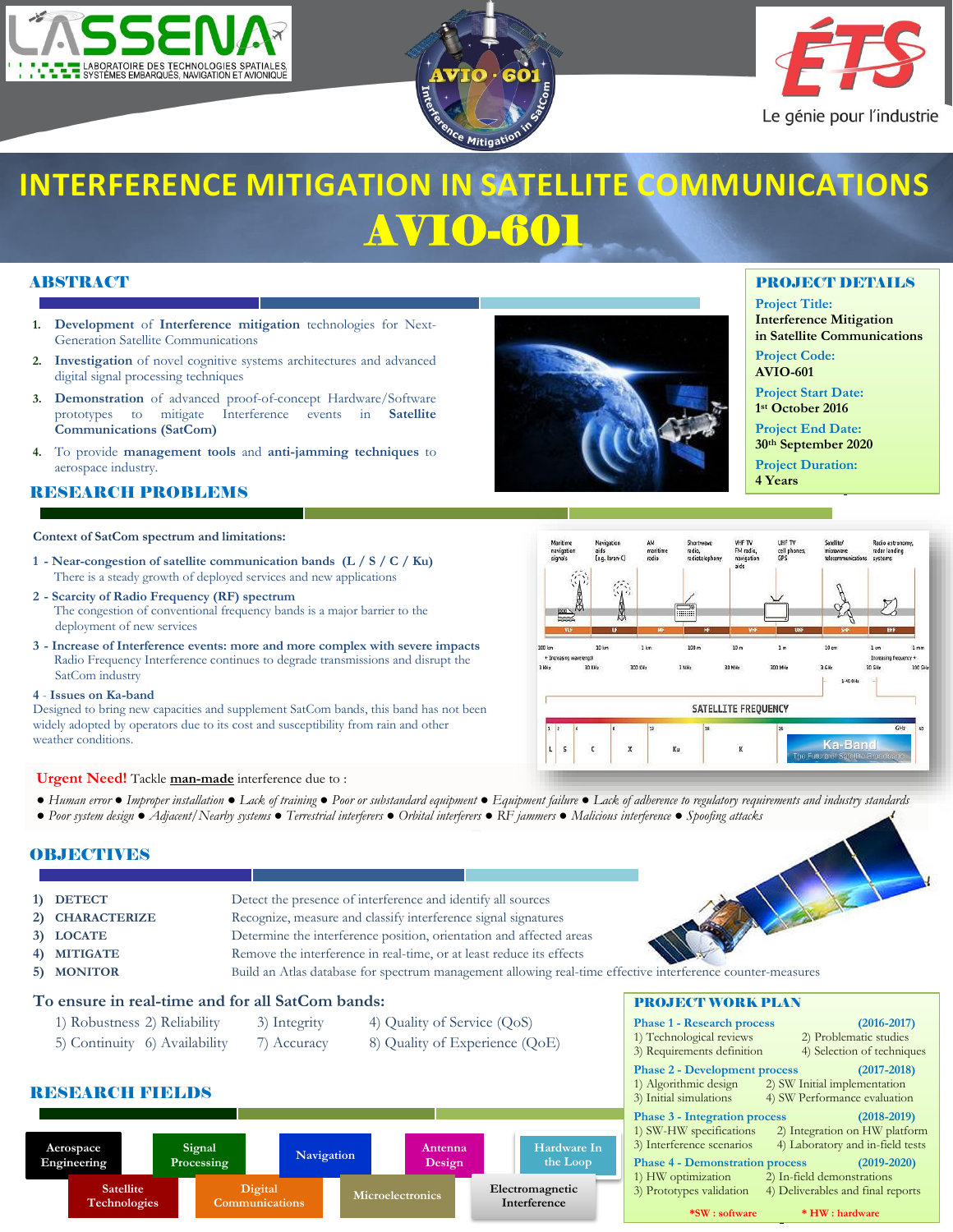LASSENA
LABORATOIRE DES TECHNOLOGIES SPATIALES, SYSTÈMES EMBARQUÉS, NAVIGATION ET AVIONIQUE

ÉTS
Le génie pour l'industrie

# INTERFERENCE MITIGATION IN SATELLITE COMMUNICATIONS
# AVIO-601

## ABSTRACT

1. **Development** of **Interference mitigation** technologies for Next-Generation Satellite Communications
2. **Investigation** of novel cognitive systems architectures and advanced digital signal processing techniques
3. **Demonstration** of advanced proof-of-concept Hardware/Software prototypes to mitigate Interference events in **Satellite Communications (SatCom)**
4. To provide **management tools** and **anti-jamming techniques** to aerospace industry.

## PROJECT DETAILS

**Project Title:**
Interference Mitigation in Satellite Communications

**Project Code:**
AVIO-601

**Project Start Date:**
1st October 2016

**Project End Date:**
30th September 2020

**Project Duration:**
4 Years

## RESEARCH PROBLEMS

**Context of SatCom spectrum and limitations:**

**1 - Near-congestion of satellite communication bands (L / S / C / Ku)**
There is a steady growth of deployed services and new applications

**2 - Scarcity of Radio Frequency (RF) spectrum**
The congestion of conventional frequency bands is a major barrier to the deployment of new services

**3 - Increase of Interference events: more and more complex with severe impacts**
Radio Frequency Interference continues to degrade transmissions and disrupt the SatCom industry

**4 - Issues on Ka-band**
Designed to bring new capacities and supplement SatCom bands, this band has not been widely adopted by operators due to its cost and susceptibility from rain and other weather conditions.

**Urgent Need!** Tackle **man-made** interference due to :

*● Human error ● Improper installation ● Lack of training ● Poor or substandard equipment ● Equipment failure ● Lack of adherence to regulatory requirements and industry standards ● Poor system design ● Adjacent/Nearby systems ● Terrestrial interferers ● Orbital interferers ● RF jammers ● Malicious interference ● Spoofing attacks*

## OBJECTIVES

| | | |
|---|---|---|
| 1) | **DETECT** | Detect the presence of interference and identify all sources |
| 2) | **CHARACTERIZE** | Recognize, measure and classify interference signal signatures |
| 3) | **LOCATE** | Determine the interference position, orientation and affected areas |
| 4) | **MITIGATE** | Remove the interference in real-time, or at least reduce its effects |
| 5) | **MONITOR** | Build an Atlas database for spectrum management allowing real-time effective interference counter-measures |

**To ensure in real-time and for all SatCom bands:**

1) Robustness 2) Reliability 3) Integrity 4) Quality of Service (QoS)
5) Continuity 6) Availability 7) Accuracy 8) Quality of Experience (QoE)

## RESEARCH FIELDS

Aerospace Engineering · Signal Processing · Navigation · Antenna Design · Hardware In the Loop · Satellite Technologies · Digital Communications · Microelectronics · Electromagnetic Interference

## PROJECT WORK PLAN

**Phase 1 - Research process (2016-2017)**
1) Technological reviews 2) Problematic studies
3) Requirements definition 4) Selection of techniques

**Phase 2 - Development process (2017-2018)**
1) Algorithmic design 2) SW Initial implementation
3) Initial simulations 4) SW Performance evaluation

**Phase 3 - Integration process (2018-2019)**
1) SW-HW specifications 2) Integration on HW platform
3) Interference scenarios 4) Laboratory and in-field tests

**Phase 4 - Demonstration process (2019-2020)**
1) HW optimization 2) In-field demonstrations
3) Prototypes validation 4) Deliverables and final reports

*SW : software *HW : hardware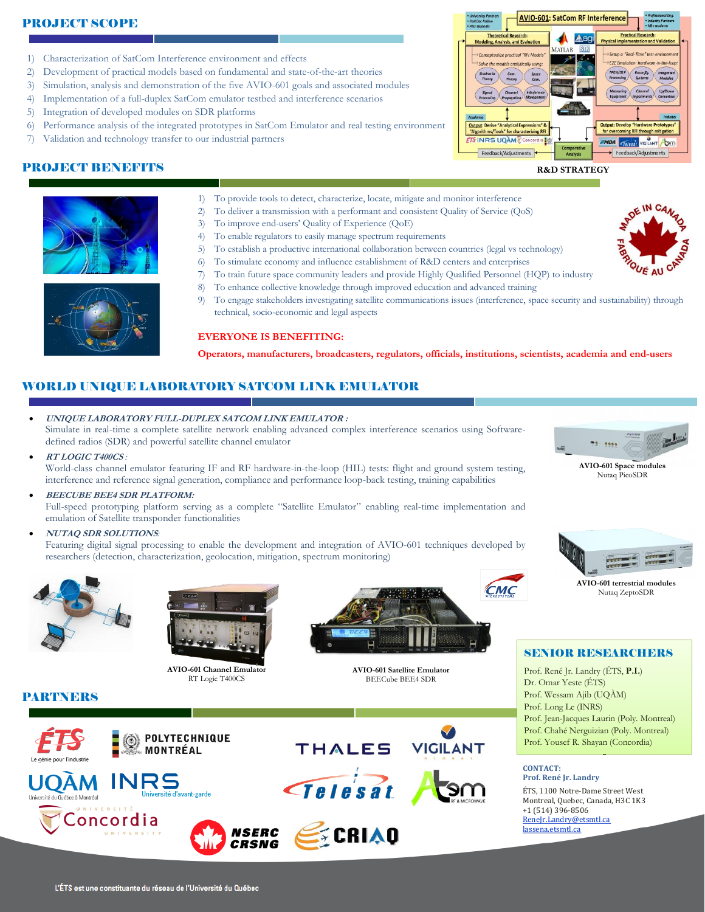## PROJECT SCOPE

1) Characterization of SatCom Interference environment and effects
2) Development of practical models based on fundamental and state-of-the-art theories
3) Simulation, analysis and demonstration of the five AVIO-601 goals and associated modules
4) Implementation of a full-duplex SatCom emulator testbed and interference scenarios
5) Integration of developed modules on SDR platforms
6) Performance analysis of the integrated prototypes in SatCom Emulator and real testing environment
7) Validation and technology transfer to our industrial partners

R&D STRATEGY

## PROJECT BENEFITS

1) To provide tools to detect, characterize, locate, mitigate and monitor interference
2) To deliver a transmission with a performant and consistent Quality of Service (QoS)
3) To improve end-users' Quality of Experience (QoE)
4) To enable regulators to easily manage spectrum requirements
5) To establish a productive international collaboration between countries (legal vs technology)
6) To stimulate economy and influence establishment of R&D centers and enterprises
7) To train future space community leaders and provide Highly Qualified Personnel (HQP) to industry
8) To enhance collective knowledge through improved education and advanced training
9) To engage stakeholders investigating satellite communications issues (interference, space security and sustainability) through technical, socio-economic and legal aspects

**EVERYONE IS BENEFITING:**

**Operators, manufacturers, broadcasters, regulators, officials, institutions, scientists, academia and end-users**

## WORLD UNIQUE LABORATORY SATCOM LINK EMULATOR

- ***UNIQUE LABORATORY FULL-DUPLEX SATCOM LINK EMULATOR :***
  Simulate in real-time a complete satellite network enabling advanced complex interference scenarios using Software-defined radios (SDR) and powerful satellite channel emulator
- ***RT LOGIC T400CS*** :
  World-class channel emulator featuring IF and RF hardware-in-the-loop (HIL) tests: flight and ground system testing, interference and reference signal generation, compliance and performance loop-back testing, training capabilities
- ***BEECUBE BEE4 SDR PLATFORM:***
  Full-speed prototyping platform serving as a complete "Satellite Emulator" enabling real-time implementation and emulation of Satellite transponder functionalities
- ***NUTAQ SDR SOLUTIONS***:
  Featuring digital signal processing to enable the development and integration of AVIO-601 techniques developed by researchers (detection, characterization, geolocation, mitigation, spectrum monitoring)

**AVIO-601 Space modules**
Nutaq PicoSDR

**AVIO-601 terrestrial modules**
Nutaq ZeptoSDR

**AVIO-601 Channel Emulator**
RT Logic T400CS

**AVIO-601 Satellite Emulator**
BEECube BEE4 SDR

## SENIOR RESEARCHERS

Prof. René Jr. Landry (ÉTS, **P.I.**)
Dr. Omar Yeste (ÉTS)
Prof. Wessam Ajib (UQÀM)
Prof. Long Le (INRS)
Prof. Jean-Jacques Laurin (Poly. Montreal)
Prof. Chahé Nerguizian (Poly. Montreal)
Prof. Yousef R. Shayan (Concordia)

## PARTNERS

**CONTACT:**
**Prof. René Jr. Landry**

ÉTS, 1100 Notre-Dame Street West
Montreal, Quebec, Canada, H3C 1K3
+1 (514) 396-8506
ReneJr.Landry@etsmtl.ca
lassena.etsmtl.ca

L'ÉTS est une constituante du réseau de l'Université du Québec